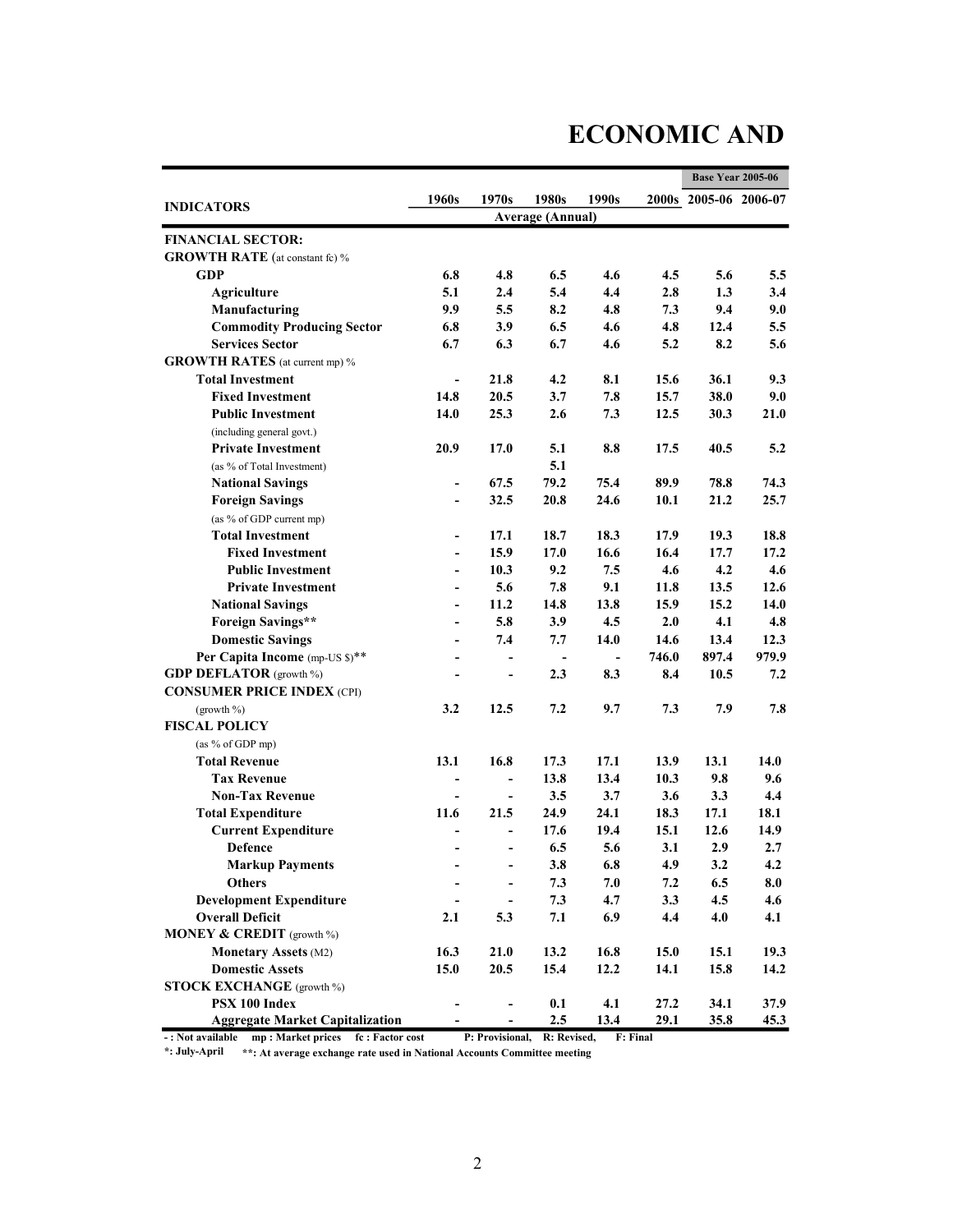# ECONOMIC AND

| INDICATORS | 1960s | 1970s | 1980s | 1990s | 2000s | 2005-06 | 2006-07 |
|---|---|---|---|---|---|---|---|
| | Average (Annual) | | | | | Base Year 2005-06 | |
| **FINANCIAL SECTOR:** | | | | | | | |
| **GROWTH RATE** (at constant fc) % | | | | | | | |
| **GDP** | 6.8 | 4.8 | 6.5 | 4.6 | 4.5 | 5.6 | 5.5 |
| **Agriculture** | 5.1 | 2.4 | 5.4 | 4.4 | 2.8 | 1.3 | 3.4 |
| **Manufacturing** | 9.9 | 5.5 | 8.2 | 4.8 | 7.3 | 9.4 | 9.0 |
| **Commodity Producing Sector** | 6.8 | 3.9 | 6.5 | 4.6 | 4.8 | 12.4 | 5.5 |
| **Services Sector** | 6.7 | 6.3 | 6.7 | 4.6 | 5.2 | 8.2 | 5.6 |
| **GROWTH RATES** (at current mp) % | | | | | | | |
| **Total Investment** | - | 21.8 | 4.2 | 8.1 | 15.6 | 36.1 | 9.3 |
| **Fixed Investment** | 14.8 | 20.5 | 3.7 | 7.8 | 15.7 | 38.0 | 9.0 |
| **Public Investment** | 14.0 | 25.3 | 2.6 | 7.3 | 12.5 | 30.3 | 21.0 |
| (including general govt.) | | | | | | | |
| **Private Investment** | 20.9 | 17.0 | 5.1 | 8.8 | 17.5 | 40.5 | 5.2 |
| (as % of Total Investment) | | | 5.1 | | | | |
| **National Savings** | - | 67.5 | 79.2 | 75.4 | 89.9 | 78.8 | 74.3 |
| **Foreign Savings** | - | 32.5 | 20.8 | 24.6 | 10.1 | 21.2 | 25.7 |
| (as % of GDP current mp) | | | | | | | |
| **Total Investment** | - | 17.1 | 18.7 | 18.3 | 17.9 | 19.3 | 18.8 |
| **Fixed Investment** | - | 15.9 | 17.0 | 16.6 | 16.4 | 17.7 | 17.2 |
| **Public Investment** | - | 10.3 | 9.2 | 7.5 | 4.6 | 4.2 | 4.6 |
| **Private Investment** | - | 5.6 | 7.8 | 9.1 | 11.8 | 13.5 | 12.6 |
| **National Savings** | - | 11.2 | 14.8 | 13.8 | 15.9 | 15.2 | 14.0 |
| **Foreign Savings**** | - | 5.8 | 3.9 | 4.5 | 2.0 | 4.1 | 4.8 |
| **Domestic Savings** | - | 7.4 | 7.7 | 14.0 | 14.6 | 13.4 | 12.3 |
| **Per Capita Income** (mp-US $)** | - | - | - | - | 746.0 | 897.4 | 979.9 |
| **GDP DEFLATOR** (growth %) | - | - | 2.3 | 8.3 | 8.4 | 10.5 | 7.2 |
| **CONSUMER PRICE INDEX** (CPI) | | | | | | | |
| (growth %) | 3.2 | 12.5 | 7.2 | 9.7 | 7.3 | 7.9 | 7.8 |
| **FISCAL POLICY** | | | | | | | |
| (as % of GDP mp) | | | | | | | |
| **Total Revenue** | 13.1 | 16.8 | 17.3 | 17.1 | 13.9 | 13.1 | 14.0 |
| **Tax Revenue** | - | - | 13.8 | 13.4 | 10.3 | 9.8 | 9.6 |
| **Non-Tax Revenue** | - | - | 3.5 | 3.7 | 3.6 | 3.3 | 4.4 |
| **Total Expenditure** | 11.6 | 21.5 | 24.9 | 24.1 | 18.3 | 17.1 | 18.1 |
| **Current Expenditure** | - | - | 17.6 | 19.4 | 15.1 | 12.6 | 14.9 |
| **Defence** | - | - | 6.5 | 5.6 | 3.1 | 2.9 | 2.7 |
| **Markup Payments** | - | - | 3.8 | 6.8 | 4.9 | 3.2 | 4.2 |
| **Others** | - | - | 7.3 | 7.0 | 7.2 | 6.5 | 8.0 |
| **Development Expenditure** | - | - | 7.3 | 4.7 | 3.3 | 4.5 | 4.6 |
| **Overall Deficit** | 2.1 | 5.3 | 7.1 | 6.9 | 4.4 | 4.0 | 4.1 |
| **MONEY & CREDIT** (growth %) | | | | | | | |
| **Monetary Assets** (M2) | 16.3 | 21.0 | 13.2 | 16.8 | 15.0 | 15.1 | 19.3 |
| **Domestic Assets** | 15.0 | 20.5 | 15.4 | 12.2 | 14.1 | 15.8 | 14.2 |
| **STOCK EXCHANGE** (growth %) | | | | | | | |
| **PSX 100 Index** | - | - | 0.1 | 4.1 | 27.2 | 34.1 | 37.9 |
| **Aggregate Market Capitalization** | - | - | 2.5 | 13.4 | 29.1 | 35.8 | 45.3 |

**- : Not available  mp : Market prices  fc : Factor cost  P: Provisional,  R: Revised,  F: Final**

***: July-April  **: At average exchange rate used in National Accounts Committee meeting**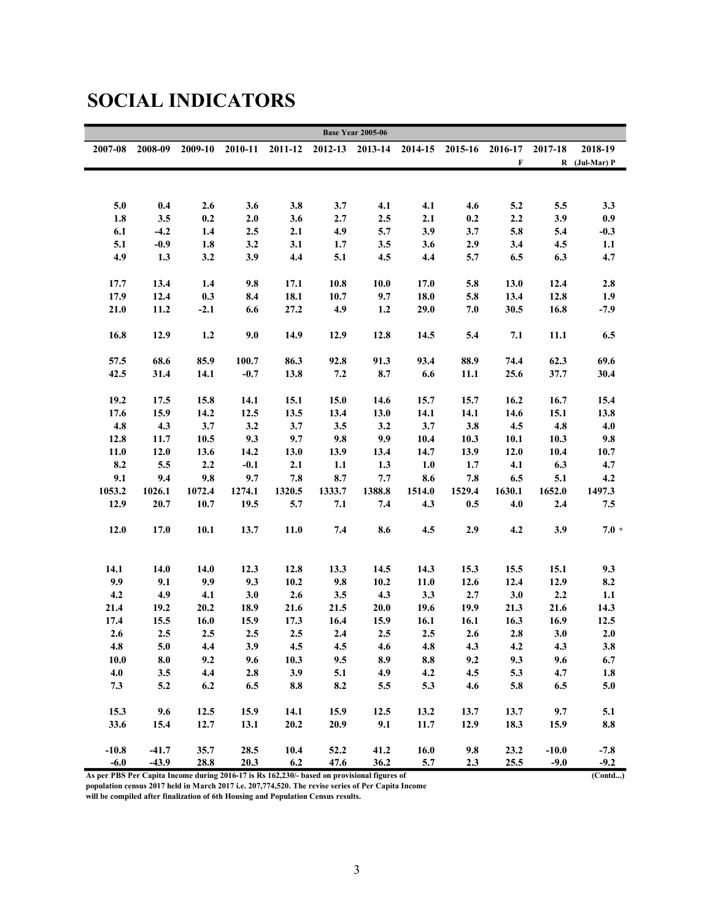# SOCIAL INDICATORS

| Base Year 2005-06 | | | | | | | | | | | |
|---|---|---|---|---|---|---|---|---|---|---|---|
| 2007-08 | 2008-09 | 2009-10 | 2010-11 | 2011-12 | 2012-13 | 2013-14 | 2014-15 | 2015-16 | 2016-17 F | 2017-18 R | 2018-19 (Jul-Mar) P |
| 5.0 | 0.4 | 2.6 | 3.6 | 3.8 | 3.7 | 4.1 | 4.1 | 4.6 | 5.2 | 5.5 | 3.3 |
| 1.8 | 3.5 | 0.2 | 2.0 | 3.6 | 2.7 | 2.5 | 2.1 | 0.2 | 2.2 | 3.9 | 0.9 |
| 6.1 | -4.2 | 1.4 | 2.5 | 2.1 | 4.9 | 5.7 | 3.9 | 3.7 | 5.8 | 5.4 | -0.3 |
| 5.1 | -0.9 | 1.8 | 3.2 | 3.1 | 1.7 | 3.5 | 3.6 | 2.9 | 3.4 | 4.5 | 1.1 |
| 4.9 | 1.3 | 3.2 | 3.9 | 4.4 | 5.1 | 4.5 | 4.4 | 5.7 | 6.5 | 6.3 | 4.7 |
| 17.7 | 13.4 | 1.4 | 9.8 | 17.1 | 10.8 | 10.0 | 17.0 | 5.8 | 13.0 | 12.4 | 2.8 |
| 17.9 | 12.4 | 0.3 | 8.4 | 18.1 | 10.7 | 9.7 | 18.0 | 5.8 | 13.4 | 12.8 | 1.9 |
| 21.0 | 11.2 | -2.1 | 6.6 | 27.2 | 4.9 | 1.2 | 29.0 | 7.0 | 30.5 | 16.8 | -7.9 |
| 16.8 | 12.9 | 1.2 | 9.0 | 14.9 | 12.9 | 12.8 | 14.5 | 5.4 | 7.1 | 11.1 | 6.5 |
| 57.5 | 68.6 | 85.9 | 100.7 | 86.3 | 92.8 | 91.3 | 93.4 | 88.9 | 74.4 | 62.3 | 69.6 |
| 42.5 | 31.4 | 14.1 | -0.7 | 13.8 | 7.2 | 8.7 | 6.6 | 11.1 | 25.6 | 37.7 | 30.4 |
| 19.2 | 17.5 | 15.8 | 14.1 | 15.1 | 15.0 | 14.6 | 15.7 | 15.7 | 16.2 | 16.7 | 15.4 |
| 17.6 | 15.9 | 14.2 | 12.5 | 13.5 | 13.4 | 13.0 | 14.1 | 14.1 | 14.6 | 15.1 | 13.8 |
| 4.8 | 4.3 | 3.7 | 3.2 | 3.7 | 3.5 | 3.2 | 3.7 | 3.8 | 4.5 | 4.8 | 4.0 |
| 12.8 | 11.7 | 10.5 | 9.3 | 9.7 | 9.8 | 9.9 | 10.4 | 10.3 | 10.1 | 10.3 | 9.8 |
| 11.0 | 12.0 | 13.6 | 14.2 | 13.0 | 13.9 | 13.4 | 14.7 | 13.9 | 12.0 | 10.4 | 10.7 |
| 8.2 | 5.5 | 2.2 | -0.1 | 2.1 | 1.1 | 1.3 | 1.0 | 1.7 | 4.1 | 6.3 | 4.7 |
| 9.1 | 9.4 | 9.8 | 9.7 | 7.8 | 8.7 | 7.7 | 8.6 | 7.8 | 6.5 | 5.1 | 4.2 |
| 1053.2 | 1026.1 | 1072.4 | 1274.1 | 1320.5 | 1333.7 | 1388.8 | 1514.0 | 1529.4 | 1630.1 | 1652.0 | 1497.3 |
| 12.9 | 20.7 | 10.7 | 19.5 | 5.7 | 7.1 | 7.4 | 4.3 | 0.5 | 4.0 | 2.4 | 7.5 |
| 12.0 | 17.0 | 10.1 | 13.7 | 11.0 | 7.4 | 8.6 | 4.5 | 2.9 | 4.2 | 3.9 | 7.0 * |
| 14.1 | 14.0 | 14.0 | 12.3 | 12.8 | 13.3 | 14.5 | 14.3 | 15.3 | 15.5 | 15.1 | 9.3 |
| 9.9 | 9.1 | 9.9 | 9.3 | 10.2 | 9.8 | 10.2 | 11.0 | 12.6 | 12.4 | 12.9 | 8.2 |
| 4.2 | 4.9 | 4.1 | 3.0 | 2.6 | 3.5 | 4.3 | 3.3 | 2.7 | 3.0 | 2.2 | 1.1 |
| 21.4 | 19.2 | 20.2 | 18.9 | 21.6 | 21.5 | 20.0 | 19.6 | 19.9 | 21.3 | 21.6 | 14.3 |
| 17.4 | 15.5 | 16.0 | 15.9 | 17.3 | 16.4 | 15.9 | 16.1 | 16.1 | 16.3 | 16.9 | 12.5 |
| 2.6 | 2.5 | 2.5 | 2.5 | 2.5 | 2.4 | 2.5 | 2.5 | 2.6 | 2.8 | 3.0 | 2.0 |
| 4.8 | 5.0 | 4.4 | 3.9 | 4.5 | 4.5 | 4.6 | 4.8 | 4.3 | 4.2 | 4.3 | 3.8 |
| 10.0 | 8.0 | 9.2 | 9.6 | 10.3 | 9.5 | 8.9 | 8.8 | 9.2 | 9.3 | 9.6 | 6.7 |
| 4.0 | 3.5 | 4.4 | 2.8 | 3.9 | 5.1 | 4.9 | 4.2 | 4.5 | 5.3 | 4.7 | 1.8 |
| 7.3 | 5.2 | 6.2 | 6.5 | 8.8 | 8.2 | 5.5 | 5.3 | 4.6 | 5.8 | 6.5 | 5.0 |
| 15.3 | 9.6 | 12.5 | 15.9 | 14.1 | 15.9 | 12.5 | 13.2 | 13.7 | 13.7 | 9.7 | 5.1 |
| 33.6 | 15.4 | 12.7 | 13.1 | 20.2 | 20.9 | 9.1 | 11.7 | 12.9 | 18.3 | 15.9 | 8.8 |
| -10.8 | -41.7 | 35.7 | 28.5 | 10.4 | 52.2 | 41.2 | 16.0 | 9.8 | 23.2 | -10.0 | -7.8 |
| -6.0 | -43.9 | 28.8 | 20.3 | 6.2 | 47.6 | 36.2 | 5.7 | 2.3 | 25.5 | -9.0 | -9.2 |

As per PBS Per Capita Income during 2016-17 is Rs 162,230/- based on provisional figures of population census 2017 held in March 2017 i.e. 207,774,520. The revise series of Per Capita Income will be compiled after finalization of 6th Housing and Population Census results.

(Contd...)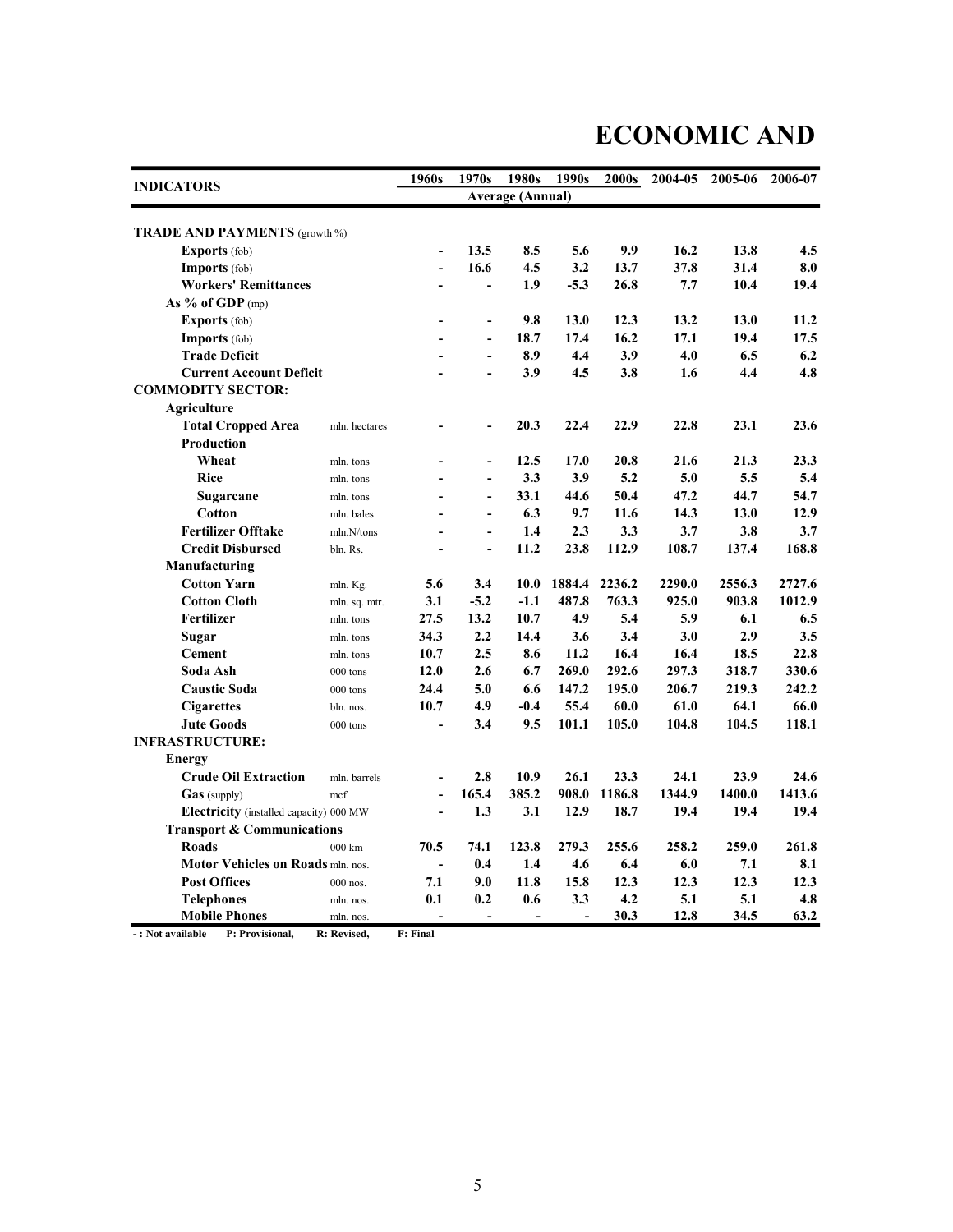# ECONOMIC AND

| INDICATORS | | 1960s | 1970s | 1980s | 1990s | 2000s | 2004-05 | 2005-06 | 2006-07 |
|---|---|---|---|---|---|---|---|---|---|
| | | Average (Annual) | | | | | | | |
| **TRADE AND PAYMENTS** (growth %) | | | | | | | | | |
| **Exports** (fob) | | - | 13.5 | 8.5 | 5.6 | 9.9 | 16.2 | 13.8 | 4.5 |
| **Imports** (fob) | | - | 16.6 | 4.5 | 3.2 | 13.7 | 37.8 | 31.4 | 8.0 |
| **Workers' Remittances** | | - | - | 1.9 | -5.3 | 26.8 | 7.7 | 10.4 | 19.4 |
| **As % of GDP** (mp) | | | | | | | | | |
| **Exports** (fob) | | - | - | 9.8 | 13.0 | 12.3 | 13.2 | 13.0 | 11.2 |
| **Imports** (fob) | | - | - | 18.7 | 17.4 | 16.2 | 17.1 | 19.4 | 17.5 |
| **Trade Deficit** | | - | - | 8.9 | 4.4 | 3.9 | 4.0 | 6.5 | 6.2 |
| **Current Account Deficit** | | - | - | 3.9 | 4.5 | 3.8 | 1.6 | 4.4 | 4.8 |
| **COMMODITY SECTOR:** | | | | | | | | | |
| **Agriculture** | | | | | | | | | |
| **Total Cropped Area** | mln. hectares | - | - | 20.3 | 22.4 | 22.9 | 22.8 | 23.1 | 23.6 |
| **Production** | | | | | | | | | |
| **Wheat** | mln. tons | - | - | 12.5 | 17.0 | 20.8 | 21.6 | 21.3 | 23.3 |
| **Rice** | mln. tons | - | - | 3.3 | 3.9 | 5.2 | 5.0 | 5.5 | 5.4 |
| **Sugarcane** | mln. tons | - | - | 33.1 | 44.6 | 50.4 | 47.2 | 44.7 | 54.7 |
| **Cotton** | mln. bales | - | - | 6.3 | 9.7 | 11.6 | 14.3 | 13.0 | 12.9 |
| **Fertilizer Offtake** | mln.N/tons | - | - | 1.4 | 2.3 | 3.3 | 3.7 | 3.8 | 3.7 |
| **Credit Disbursed** | bln. Rs. | - | - | 11.2 | 23.8 | 112.9 | 108.7 | 137.4 | 168.8 |
| **Manufacturing** | | | | | | | | | |
| **Cotton Yarn** | mln. Kg. | 5.6 | 3.4 | 10.0 | 1884.4 | 2236.2 | 2290.0 | 2556.3 | 2727.6 |
| **Cotton Cloth** | mln. sq. mtr. | 3.1 | -5.2 | -1.1 | 487.8 | 763.3 | 925.0 | 903.8 | 1012.9 |
| **Fertilizer** | mln. tons | 27.5 | 13.2 | 10.7 | 4.9 | 5.4 | 5.9 | 6.1 | 6.5 |
| **Sugar** | mln. tons | 34.3 | 2.2 | 14.4 | 3.6 | 3.4 | 3.0 | 2.9 | 3.5 |
| **Cement** | mln. tons | 10.7 | 2.5 | 8.6 | 11.2 | 16.4 | 16.4 | 18.5 | 22.8 |
| **Soda Ash** | 000 tons | 12.0 | 2.6 | 6.7 | 269.0 | 292.6 | 297.3 | 318.7 | 330.6 |
| **Caustic Soda** | 000 tons | 24.4 | 5.0 | 6.6 | 147.2 | 195.0 | 206.7 | 219.3 | 242.2 |
| **Cigarettes** | bln. nos. | 10.7 | 4.9 | -0.4 | 55.4 | 60.0 | 61.0 | 64.1 | 66.0 |
| **Jute Goods** | 000 tons | - | 3.4 | 9.5 | 101.1 | 105.0 | 104.8 | 104.5 | 118.1 |
| **INFRASTRUCTURE:** | | | | | | | | | |
| **Energy** | | | | | | | | | |
| **Crude Oil Extraction** | mln. barrels | - | 2.8 | 10.9 | 26.1 | 23.3 | 24.1 | 23.9 | 24.6 |
| **Gas** (supply) | mcf | - | 165.4 | 385.2 | 908.0 | 1186.8 | 1344.9 | 1400.0 | 1413.6 |
| **Electricity** (installed capacity) | 000 MW | - | 1.3 | 3.1 | 12.9 | 18.7 | 19.4 | 19.4 | 19.4 |
| **Transport & Communications** | | | | | | | | | |
| **Roads** | 000 km | 70.5 | 74.1 | 123.8 | 279.3 | 255.6 | 258.2 | 259.0 | 261.8 |
| **Motor Vehicles on Roads** | mln. nos. | - | 0.4 | 1.4 | 4.6 | 6.4 | 6.0 | 7.1 | 8.1 |
| **Post Offices** | 000 nos. | 7.1 | 9.0 | 11.8 | 15.8 | 12.3 | 12.3 | 12.3 | 12.3 |
| **Telephones** | mln. nos. | 0.1 | 0.2 | 0.6 | 3.3 | 4.2 | 5.1 | 5.1 | 4.8 |
| **Mobile Phones** | mln. nos. | - | - | - | - | 30.3 | 12.8 | 34.5 | 63.2 |

- : Not available P: Provisional, R: Revised, F: Final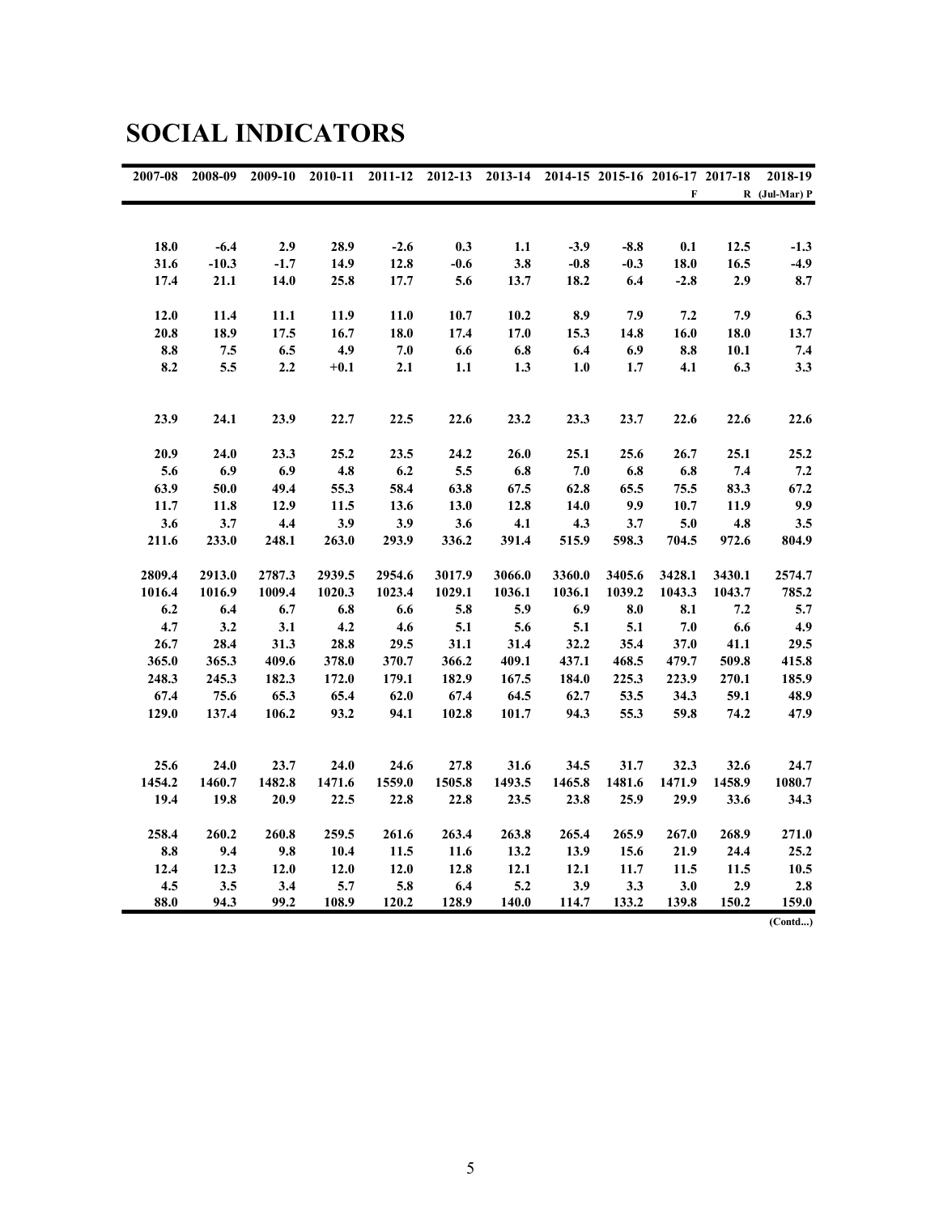# SOCIAL INDICATORS

| 2007-08 | 2008-09 | 2009-10 | 2010-11 | 2011-12 | 2012-13 | 2013-14 | 2014-15 | 2015-16 | 2016-17 F | 2017-18 R | 2018-19 (Jul-Mar) P |
|---|---|---|---|---|---|---|---|---|---|---|---|
| | | | | | | | | | | | |
| 18.0 | -6.4 | 2.9 | 28.9 | -2.6 | 0.3 | 1.1 | -3.9 | -8.8 | 0.1 | 12.5 | -1.3 |
| 31.6 | -10.3 | -1.7 | 14.9 | 12.8 | -0.6 | 3.8 | -0.8 | -0.3 | 18.0 | 16.5 | -4.9 |
| 17.4 | 21.1 | 14.0 | 25.8 | 17.7 | 5.6 | 13.7 | 18.2 | 6.4 | -2.8 | 2.9 | 8.7 |
| | | | | | | | | | | | |
| 12.0 | 11.4 | 11.1 | 11.9 | 11.0 | 10.7 | 10.2 | 8.9 | 7.9 | 7.2 | 7.9 | 6.3 |
| 20.8 | 18.9 | 17.5 | 16.7 | 18.0 | 17.4 | 17.0 | 15.3 | 14.8 | 16.0 | 18.0 | 13.7 |
| 8.8 | 7.5 | 6.5 | 4.9 | 7.0 | 6.6 | 6.8 | 6.4 | 6.9 | 8.8 | 10.1 | 7.4 |
| 8.2 | 5.5 | 2.2 | +0.1 | 2.1 | 1.1 | 1.3 | 1.0 | 1.7 | 4.1 | 6.3 | 3.3 |
| | | | | | | | | | | | |
| 23.9 | 24.1 | 23.9 | 22.7 | 22.5 | 22.6 | 23.2 | 23.3 | 23.7 | 22.6 | 22.6 | 22.6 |
| | | | | | | | | | | | |
| 20.9 | 24.0 | 23.3 | 25.2 | 23.5 | 24.2 | 26.0 | 25.1 | 25.6 | 26.7 | 25.1 | 25.2 |
| 5.6 | 6.9 | 6.9 | 4.8 | 6.2 | 5.5 | 6.8 | 7.0 | 6.8 | 6.8 | 7.4 | 7.2 |
| 63.9 | 50.0 | 49.4 | 55.3 | 58.4 | 63.8 | 67.5 | 62.8 | 65.5 | 75.5 | 83.3 | 67.2 |
| 11.7 | 11.8 | 12.9 | 11.5 | 13.6 | 13.0 | 12.8 | 14.0 | 9.9 | 10.7 | 11.9 | 9.9 |
| 3.6 | 3.7 | 4.4 | 3.9 | 3.9 | 3.6 | 4.1 | 4.3 | 3.7 | 5.0 | 4.8 | 3.5 |
| 211.6 | 233.0 | 248.1 | 263.0 | 293.9 | 336.2 | 391.4 | 515.9 | 598.3 | 704.5 | 972.6 | 804.9 |
| | | | | | | | | | | | |
| 2809.4 | 2913.0 | 2787.3 | 2939.5 | 2954.6 | 3017.9 | 3066.0 | 3360.0 | 3405.6 | 3428.1 | 3430.1 | 2574.7 |
| 1016.4 | 1016.9 | 1009.4 | 1020.3 | 1023.4 | 1029.1 | 1036.1 | 1036.1 | 1039.2 | 1043.3 | 1043.7 | 785.2 |
| 6.2 | 6.4 | 6.7 | 6.8 | 6.6 | 5.8 | 5.9 | 6.9 | 8.0 | 8.1 | 7.2 | 5.7 |
| 4.7 | 3.2 | 3.1 | 4.2 | 4.6 | 5.1 | 5.6 | 5.1 | 5.1 | 7.0 | 6.6 | 4.9 |
| 26.7 | 28.4 | 31.3 | 28.8 | 29.5 | 31.1 | 31.4 | 32.2 | 35.4 | 37.0 | 41.1 | 29.5 |
| 365.0 | 365.3 | 409.6 | 378.0 | 370.7 | 366.2 | 409.1 | 437.1 | 468.5 | 479.7 | 509.8 | 415.8 |
| 248.3 | 245.3 | 182.3 | 172.0 | 179.1 | 182.9 | 167.5 | 184.0 | 225.3 | 223.9 | 270.1 | 185.9 |
| 67.4 | 75.6 | 65.3 | 65.4 | 62.0 | 67.4 | 64.5 | 62.7 | 53.5 | 34.3 | 59.1 | 48.9 |
| 129.0 | 137.4 | 106.2 | 93.2 | 94.1 | 102.8 | 101.7 | 94.3 | 55.3 | 59.8 | 74.2 | 47.9 |
| | | | | | | | | | | | |
| 25.6 | 24.0 | 23.7 | 24.0 | 24.6 | 27.8 | 31.6 | 34.5 | 31.7 | 32.3 | 32.6 | 24.7 |
| 1454.2 | 1460.7 | 1482.8 | 1471.6 | 1559.0 | 1505.8 | 1493.5 | 1465.8 | 1481.6 | 1471.9 | 1458.9 | 1080.7 |
| 19.4 | 19.8 | 20.9 | 22.5 | 22.8 | 22.8 | 23.5 | 23.8 | 25.9 | 29.9 | 33.6 | 34.3 |
| | | | | | | | | | | | |
| 258.4 | 260.2 | 260.8 | 259.5 | 261.6 | 263.4 | 263.8 | 265.4 | 265.9 | 267.0 | 268.9 | 271.0 |
| 8.8 | 9.4 | 9.8 | 10.4 | 11.5 | 11.6 | 13.2 | 13.9 | 15.6 | 21.9 | 24.4 | 25.2 |
| 12.4 | 12.3 | 12.0 | 12.0 | 12.0 | 12.8 | 12.1 | 12.1 | 11.7 | 11.5 | 11.5 | 10.5 |
| 4.5 | 3.5 | 3.4 | 5.7 | 5.8 | 6.4 | 5.2 | 3.9 | 3.3 | 3.0 | 2.9 | 2.8 |
| 88.0 | 94.3 | 99.2 | 108.9 | 120.2 | 128.9 | 140.0 | 114.7 | 133.2 | 139.8 | 150.2 | 159.0 |

(Contd...)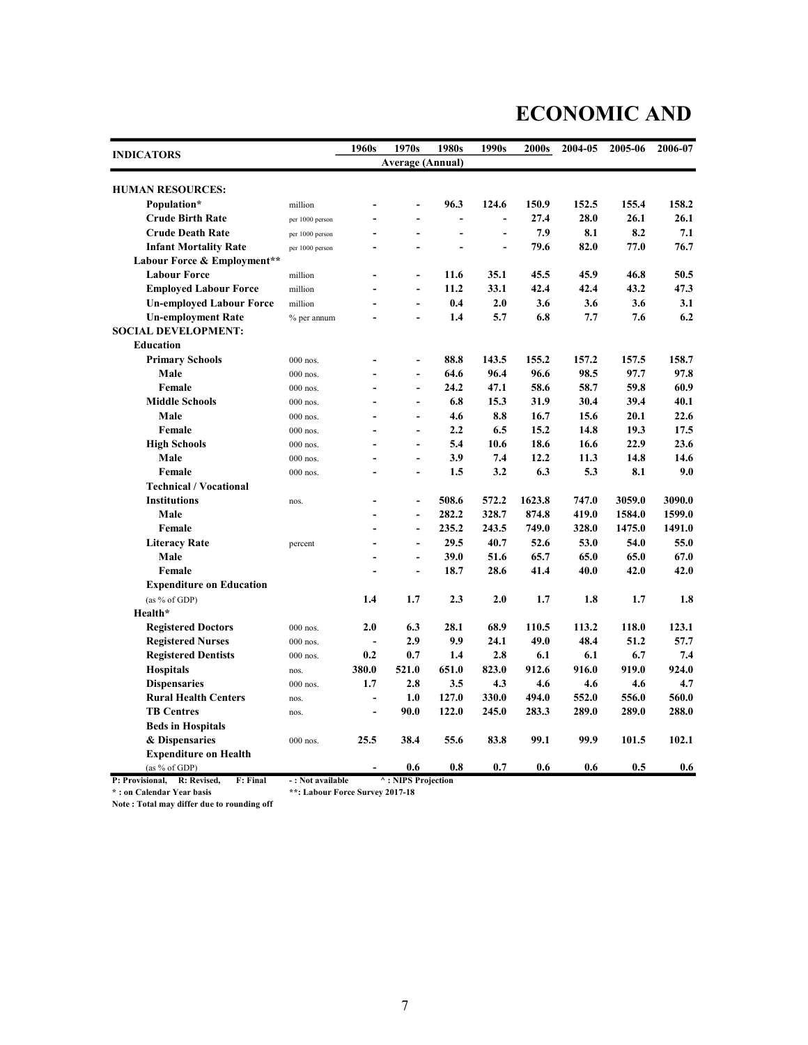# ECONOMIC AND

| INDICATORS | | 1960s | 1970s | 1980s | 1990s | 2000s | 2004-05 | 2005-06 | 2006-07 |
|---|---|---|---|---|---|---|---|---|---|
| | | Average (Annual) | | | | | | | |
| **HUMAN RESOURCES:** | | | | | | | | | |
| Population* | million | - | - | 96.3 | 124.6 | 150.9 | 152.5 | 155.4 | 158.2 |
| Crude Birth Rate | per 1000 person | - | - | - | - | 27.4 | 28.0 | 26.1 | 26.1 |
| Crude Death Rate | per 1000 person | - | - | - | - | 7.9 | 8.1 | 8.2 | 7.1 |
| Infant Mortality Rate | per 1000 person | - | - | - | - | 79.6 | 82.0 | 77.0 | 76.7 |
| **Labour Force & Employment**** | | | | | | | | | |
| Labour Force | million | - | - | 11.6 | 35.1 | 45.5 | 45.9 | 46.8 | 50.5 |
| Employed Labour Force | million | - | - | 11.2 | 33.1 | 42.4 | 42.4 | 43.2 | 47.3 |
| Un-employed Labour Force | million | - | - | 0.4 | 2.0 | 3.6 | 3.6 | 3.6 | 3.1 |
| Un-employment Rate | % per annum | - | - | 1.4 | 5.7 | 6.8 | 7.7 | 7.6 | 6.2 |
| **SOCIAL DEVELOPMENT:** | | | | | | | | | |
| **Education** | | | | | | | | | |
| Primary Schools | 000 nos. | - | - | 88.8 | 143.5 | 155.2 | 157.2 | 157.5 | 158.7 |
| Male | 000 nos. | - | - | 64.6 | 96.4 | 96.6 | 98.5 | 97.7 | 97.8 |
| Female | 000 nos. | - | - | 24.2 | 47.1 | 58.6 | 58.7 | 59.8 | 60.9 |
| Middle Schools | 000 nos. | - | - | 6.8 | 15.3 | 31.9 | 30.4 | 39.4 | 40.1 |
| Male | 000 nos. | - | - | 4.6 | 8.8 | 16.7 | 15.6 | 20.1 | 22.6 |
| Female | 000 nos. | - | - | 2.2 | 6.5 | 15.2 | 14.8 | 19.3 | 17.5 |
| High Schools | 000 nos. | - | - | 5.4 | 10.6 | 18.6 | 16.6 | 22.9 | 23.6 |
| Male | 000 nos. | - | - | 3.9 | 7.4 | 12.2 | 11.3 | 14.8 | 14.6 |
| Female | 000 nos. | - | - | 1.5 | 3.2 | 6.3 | 5.3 | 8.1 | 9.0 |
| Technical / Vocational Institutions | nos. | - | - | 508.6 | 572.2 | 1623.8 | 747.0 | 3059.0 | 3090.0 |
| Male | | - | - | 282.2 | 328.7 | 874.8 | 419.0 | 1584.0 | 1599.0 |
| Female | | - | - | 235.2 | 243.5 | 749.0 | 328.0 | 1475.0 | 1491.0 |
| Literacy Rate | percent | - | - | 29.5 | 40.7 | 52.6 | 53.0 | 54.0 | 55.0 |
| Male | | - | - | 39.0 | 51.6 | 65.7 | 65.0 | 65.0 | 67.0 |
| Female | | - | - | 18.7 | 28.6 | 41.4 | 40.0 | 42.0 | 42.0 |
| Expenditure on Education (as % of GDP) | | 1.4 | 1.7 | 2.3 | 2.0 | 1.7 | 1.8 | 1.7 | 1.8 |
| **Health*** | | | | | | | | | |
| Registered Doctors | 000 nos. | 2.0 | 6.3 | 28.1 | 68.9 | 110.5 | 113.2 | 118.0 | 123.1 |
| Registered Nurses | 000 nos. | - | 2.9 | 9.9 | 24.1 | 49.0 | 48.4 | 51.2 | 57.7 |
| Registered Dentists | 000 nos. | 0.2 | 0.7 | 1.4 | 2.8 | 6.1 | 6.1 | 6.7 | 7.4 |
| Hospitals | nos. | 380.0 | 521.0 | 651.0 | 823.0 | 912.6 | 916.0 | 919.0 | 924.0 |
| Dispensaries | 000 nos. | 1.7 | 2.8 | 3.5 | 4.3 | 4.6 | 4.6 | 4.6 | 4.7 |
| Rural Health Centers | nos. | - | 1.0 | 127.0 | 330.0 | 494.0 | 552.0 | 556.0 | 560.0 |
| TB Centres | nos. | - | 90.0 | 122.0 | 245.0 | 283.3 | 289.0 | 289.0 | 288.0 |
| Beds in Hospitals & Dispensaries | 000 nos. | 25.5 | 38.4 | 55.6 | 83.8 | 99.1 | 99.9 | 101.5 | 102.1 |
| Expenditure on Health (as % of GDP) | | - | 0.6 | 0.8 | 0.7 | 0.6 | 0.6 | 0.5 | 0.6 |

P: Provisional, R: Revised, F: Final - : Not available ^ : NIPS Projection
* : on Calendar Year basis **: Labour Force Survey 2017-18
Note : Total may differ due to rounding off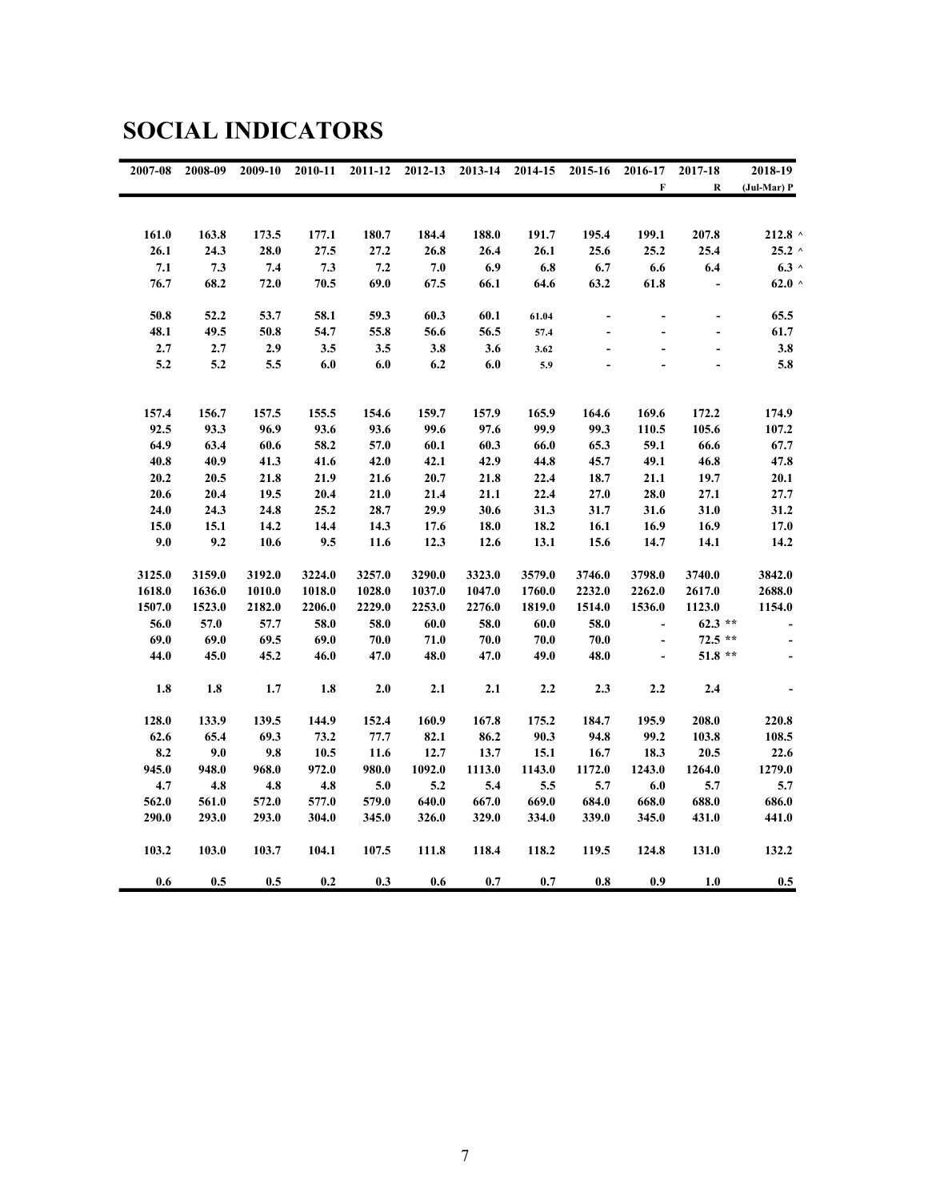# SOCIAL INDICATORS

| 2007-08 | 2008-09 | 2009-10 | 2010-11 | 2011-12 | 2012-13 | 2013-14 | 2014-15 | 2015-16 | 2016-17 F | 2017-18 R | 2018-19 (Jul-Mar) P |
|---|---|---|---|---|---|---|---|---|---|---|---|
| 161.0 | 163.8 | 173.5 | 177.1 | 180.7 | 184.4 | 188.0 | 191.7 | 195.4 | 199.1 | 207.8 | 212.8 ^ |
| 26.1 | 24.3 | 28.0 | 27.5 | 27.2 | 26.8 | 26.4 | 26.1 | 25.6 | 25.2 | 25.4 | 25.2 ^ |
| 7.1 | 7.3 | 7.4 | 7.3 | 7.2 | 7.0 | 6.9 | 6.8 | 6.7 | 6.6 | 6.4 | 6.3 ^ |
| 76.7 | 68.2 | 72.0 | 70.5 | 69.0 | 67.5 | 66.1 | 64.6 | 63.2 | 61.8 | - | 62.0 ^ |
| 50.8 | 52.2 | 53.7 | 58.1 | 59.3 | 60.3 | 60.1 | 61.04 | - | - | - | 65.5 |
| 48.1 | 49.5 | 50.8 | 54.7 | 55.8 | 56.6 | 56.5 | 57.4 | - | - | - | 61.7 |
| 2.7 | 2.7 | 2.9 | 3.5 | 3.5 | 3.8 | 3.6 | 3.62 | - | - | - | 3.8 |
| 5.2 | 5.2 | 5.5 | 6.0 | 6.0 | 6.2 | 6.0 | 5.9 | - | - | - | 5.8 |
| 157.4 | 156.7 | 157.5 | 155.5 | 154.6 | 159.7 | 157.9 | 165.9 | 164.6 | 169.6 | 172.2 | 174.9 |
| 92.5 | 93.3 | 96.9 | 93.6 | 93.6 | 99.6 | 97.6 | 99.9 | 99.3 | 110.5 | 105.6 | 107.2 |
| 64.9 | 63.4 | 60.6 | 58.2 | 57.0 | 60.1 | 60.3 | 66.0 | 65.3 | 59.1 | 66.6 | 67.7 |
| 40.8 | 40.9 | 41.3 | 41.6 | 42.0 | 42.1 | 42.9 | 44.8 | 45.7 | 49.1 | 46.8 | 47.8 |
| 20.2 | 20.5 | 21.8 | 21.9 | 21.6 | 20.7 | 21.8 | 22.4 | 18.7 | 21.1 | 19.7 | 20.1 |
| 20.6 | 20.4 | 19.5 | 20.4 | 21.0 | 21.4 | 21.1 | 22.4 | 27.0 | 28.0 | 27.1 | 27.7 |
| 24.0 | 24.3 | 24.8 | 25.2 | 28.7 | 29.9 | 30.6 | 31.3 | 31.7 | 31.6 | 31.0 | 31.2 |
| 15.0 | 15.1 | 14.2 | 14.4 | 14.3 | 17.6 | 18.0 | 18.2 | 16.1 | 16.9 | 16.9 | 17.0 |
| 9.0 | 9.2 | 10.6 | 9.5 | 11.6 | 12.3 | 12.6 | 13.1 | 15.6 | 14.7 | 14.1 | 14.2 |
| 3125.0 | 3159.0 | 3192.0 | 3224.0 | 3257.0 | 3290.0 | 3323.0 | 3579.0 | 3746.0 | 3798.0 | 3740.0 | 3842.0 |
| 1618.0 | 1636.0 | 1010.0 | 1018.0 | 1028.0 | 1037.0 | 1047.0 | 1760.0 | 2232.0 | 2262.0 | 2617.0 | 2688.0 |
| 1507.0 | 1523.0 | 2182.0 | 2206.0 | 2229.0 | 2253.0 | 2276.0 | 1819.0 | 1514.0 | 1536.0 | 1123.0 | 1154.0 |
| 56.0 | 57.0 | 57.7 | 58.0 | 58.0 | 60.0 | 58.0 | 60.0 | 58.0 | - | 62.3 ** | - |
| 69.0 | 69.0 | 69.5 | 69.0 | 70.0 | 71.0 | 70.0 | 70.0 | 70.0 | - | 72.5 ** | - |
| 44.0 | 45.0 | 45.2 | 46.0 | 47.0 | 48.0 | 47.0 | 49.0 | 48.0 | - | 51.8 ** | - |
| 1.8 | 1.8 | 1.7 | 1.8 | 2.0 | 2.1 | 2.1 | 2.2 | 2.3 | 2.2 | 2.4 | - |
| 128.0 | 133.9 | 139.5 | 144.9 | 152.4 | 160.9 | 167.8 | 175.2 | 184.7 | 195.9 | 208.0 | 220.8 |
| 62.6 | 65.4 | 69.3 | 73.2 | 77.7 | 82.1 | 86.2 | 90.3 | 94.8 | 99.2 | 103.8 | 108.5 |
| 8.2 | 9.0 | 9.8 | 10.5 | 11.6 | 12.7 | 13.7 | 15.1 | 16.7 | 18.3 | 20.5 | 22.6 |
| 945.0 | 948.0 | 968.0 | 972.0 | 980.0 | 1092.0 | 1113.0 | 1143.0 | 1172.0 | 1243.0 | 1264.0 | 1279.0 |
| 4.7 | 4.8 | 4.8 | 4.8 | 5.0 | 5.2 | 5.4 | 5.5 | 5.7 | 6.0 | 5.7 | 5.7 |
| 562.0 | 561.0 | 572.0 | 577.0 | 579.0 | 640.0 | 667.0 | 669.0 | 684.0 | 668.0 | 688.0 | 686.0 |
| 290.0 | 293.0 | 293.0 | 304.0 | 345.0 | 326.0 | 329.0 | 334.0 | 339.0 | 345.0 | 431.0 | 441.0 |
| 103.2 | 103.0 | 103.7 | 104.1 | 107.5 | 111.8 | 118.4 | 118.2 | 119.5 | 124.8 | 131.0 | 132.2 |
| 0.6 | 0.5 | 0.5 | 0.2 | 0.3 | 0.6 | 0.7 | 0.7 | 0.8 | 0.9 | 1.0 | 0.5 |